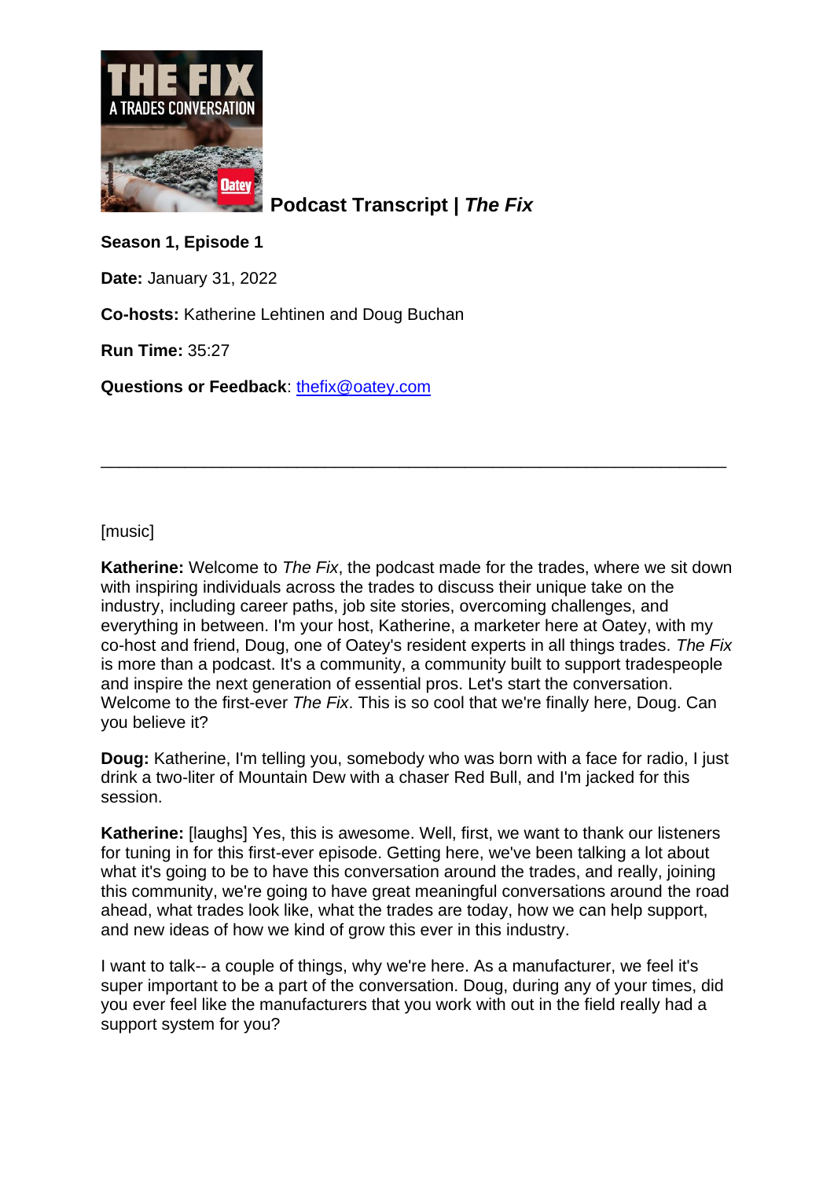# Podcast Transcript | *The Fix*

**Season 1, Episode 1**

**Date:** January 31, 2022

**Co-hosts:** Katherine Lehtinen and Doug Buchan

**Run Time:** 35:27

**Questions or Feedback**: thefix@oatey.com

---

[music]

**Katherine:** Welcome to *The Fix*, the podcast made for the trades, where we sit down with inspiring individuals across the trades to discuss their unique take on the industry, including career paths, job site stories, overcoming challenges, and everything in between. I'm your host, Katherine, a marketer here at Oatey, with my co-host and friend, Doug, one of Oatey's resident experts in all things trades. *The Fix* is more than a podcast. It's a community, a community built to support tradespeople and inspire the next generation of essential pros. Let's start the conversation. Welcome to the first-ever *The Fix*. This is so cool that we're finally here, Doug. Can you believe it?

**Doug:** Katherine, I'm telling you, somebody who was born with a face for radio, I just drink a two-liter of Mountain Dew with a chaser Red Bull, and I'm jacked for this session.

**Katherine:** [laughs] Yes, this is awesome. Well, first, we want to thank our listeners for tuning in for this first-ever episode. Getting here, we've been talking a lot about what it's going to be to have this conversation around the trades, and really, joining this community, we're going to have great meaningful conversations around the road ahead, what trades look like, what the trades are today, how we can help support, and new ideas of how we kind of grow this ever in this industry.

I want to talk-- a couple of things, why we're here. As a manufacturer, we feel it's super important to be a part of the conversation. Doug, during any of your times, did you ever feel like the manufacturers that you work with out in the field really had a support system for you?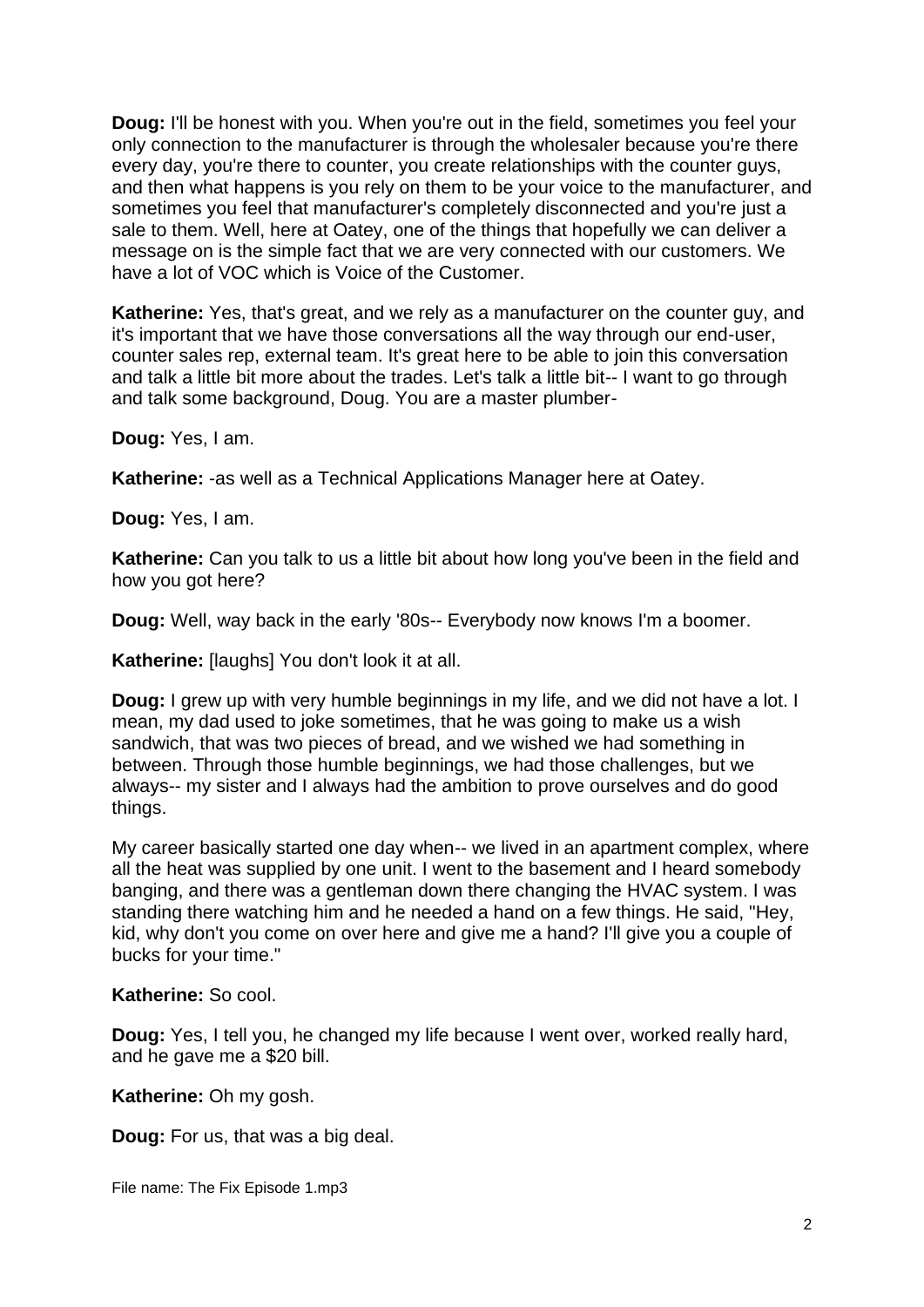**Doug:** I'll be honest with you. When you're out in the field, sometimes you feel your only connection to the manufacturer is through the wholesaler because you're there every day, you're there to counter, you create relationships with the counter guys, and then what happens is you rely on them to be your voice to the manufacturer, and sometimes you feel that manufacturer's completely disconnected and you're just a sale to them. Well, here at Oatey, one of the things that hopefully we can deliver a message on is the simple fact that we are very connected with our customers. We have a lot of VOC which is Voice of the Customer.

**Katherine:** Yes, that's great, and we rely as a manufacturer on the counter guy, and it's important that we have those conversations all the way through our end-user, counter sales rep, external team. It's great here to be able to join this conversation and talk a little bit more about the trades. Let's talk a little bit-- I want to go through and talk some background, Doug. You are a master plumber-

**Doug:** Yes, I am.

**Katherine:** -as well as a Technical Applications Manager here at Oatey.

**Doug:** Yes, I am.

**Katherine:** Can you talk to us a little bit about how long you've been in the field and how you got here?

**Doug:** Well, way back in the early '80s-- Everybody now knows I'm a boomer.

**Katherine:** [laughs] You don't look it at all.

**Doug:** I grew up with very humble beginnings in my life, and we did not have a lot. I mean, my dad used to joke sometimes, that he was going to make us a wish sandwich, that was two pieces of bread, and we wished we had something in between. Through those humble beginnings, we had those challenges, but we always-- my sister and I always had the ambition to prove ourselves and do good things.

My career basically started one day when-- we lived in an apartment complex, where all the heat was supplied by one unit. I went to the basement and I heard somebody banging, and there was a gentleman down there changing the HVAC system. I was standing there watching him and he needed a hand on a few things. He said, "Hey, kid, why don't you come on over here and give me a hand? I'll give you a couple of bucks for your time."

**Katherine:** So cool.

**Doug:** Yes, I tell you, he changed my life because I went over, worked really hard, and he gave me a $20 bill.

**Katherine:** Oh my gosh.

**Doug:** For us, that was a big deal.

File name: The Fix Episode 1.mp3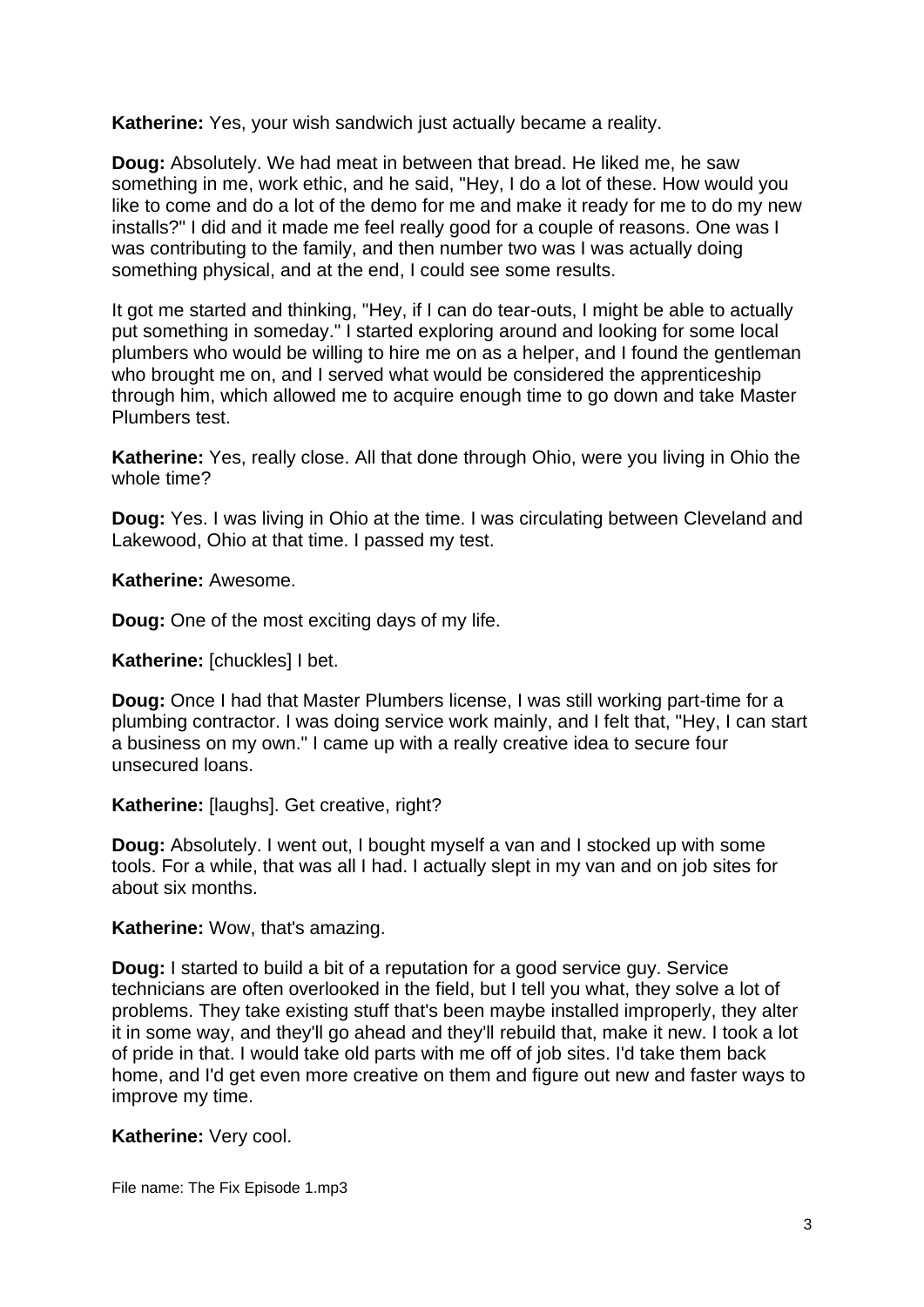**Katherine:** Yes, your wish sandwich just actually became a reality.

**Doug:** Absolutely. We had meat in between that bread. He liked me, he saw something in me, work ethic, and he said, "Hey, I do a lot of these. How would you like to come and do a lot of the demo for me and make it ready for me to do my new installs?" I did and it made me feel really good for a couple of reasons. One was I was contributing to the family, and then number two was I was actually doing something physical, and at the end, I could see some results.

It got me started and thinking, "Hey, if I can do tear-outs, I might be able to actually put something in someday." I started exploring around and looking for some local plumbers who would be willing to hire me on as a helper, and I found the gentleman who brought me on, and I served what would be considered the apprenticeship through him, which allowed me to acquire enough time to go down and take Master Plumbers test.

**Katherine:** Yes, really close. All that done through Ohio, were you living in Ohio the whole time?

**Doug:** Yes. I was living in Ohio at the time. I was circulating between Cleveland and Lakewood, Ohio at that time. I passed my test.

**Katherine:** Awesome.

**Doug:** One of the most exciting days of my life.

**Katherine:** [chuckles] I bet.

**Doug:** Once I had that Master Plumbers license, I was still working part-time for a plumbing contractor. I was doing service work mainly, and I felt that, "Hey, I can start a business on my own." I came up with a really creative idea to secure four unsecured loans.

**Katherine:** [laughs]. Get creative, right?

**Doug:** Absolutely. I went out, I bought myself a van and I stocked up with some tools. For a while, that was all I had. I actually slept in my van and on job sites for about six months.

**Katherine:** Wow, that's amazing.

**Doug:** I started to build a bit of a reputation for a good service guy. Service technicians are often overlooked in the field, but I tell you what, they solve a lot of problems. They take existing stuff that's been maybe installed improperly, they alter it in some way, and they'll go ahead and they'll rebuild that, make it new. I took a lot of pride in that. I would take old parts with me off of job sites. I'd take them back home, and I'd get even more creative on them and figure out new and faster ways to improve my time.

**Katherine:** Very cool.

File name: The Fix Episode 1.mp3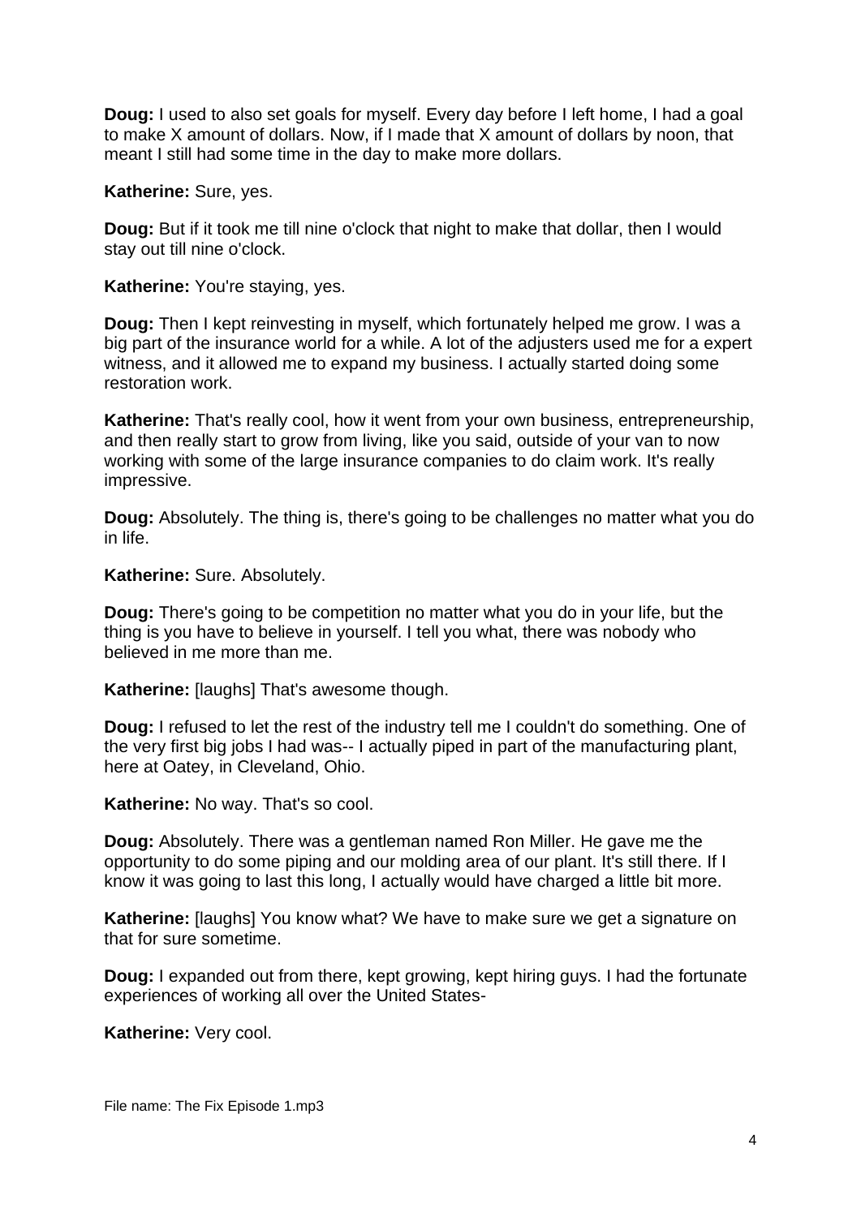**Doug:** I used to also set goals for myself. Every day before I left home, I had a goal to make X amount of dollars. Now, if I made that X amount of dollars by noon, that meant I still had some time in the day to make more dollars.

**Katherine:** Sure, yes.

**Doug:** But if it took me till nine o'clock that night to make that dollar, then I would stay out till nine o'clock.

**Katherine:** You're staying, yes.

**Doug:** Then I kept reinvesting in myself, which fortunately helped me grow. I was a big part of the insurance world for a while. A lot of the adjusters used me for a expert witness, and it allowed me to expand my business. I actually started doing some restoration work.

**Katherine:** That's really cool, how it went from your own business, entrepreneurship, and then really start to grow from living, like you said, outside of your van to now working with some of the large insurance companies to do claim work. It's really impressive.

**Doug:** Absolutely. The thing is, there's going to be challenges no matter what you do in life.

**Katherine:** Sure. Absolutely.

**Doug:** There's going to be competition no matter what you do in your life, but the thing is you have to believe in yourself. I tell you what, there was nobody who believed in me more than me.

**Katherine:** [laughs] That's awesome though.

**Doug:** I refused to let the rest of the industry tell me I couldn't do something. One of the very first big jobs I had was-- I actually piped in part of the manufacturing plant, here at Oatey, in Cleveland, Ohio.

**Katherine:** No way. That's so cool.

**Doug:** Absolutely. There was a gentleman named Ron Miller. He gave me the opportunity to do some piping and our molding area of our plant. It's still there. If I know it was going to last this long, I actually would have charged a little bit more.

**Katherine:** [laughs] You know what? We have to make sure we get a signature on that for sure sometime.

**Doug:** I expanded out from there, kept growing, kept hiring guys. I had the fortunate experiences of working all over the United States-

**Katherine:** Very cool.

File name: The Fix Episode 1.mp3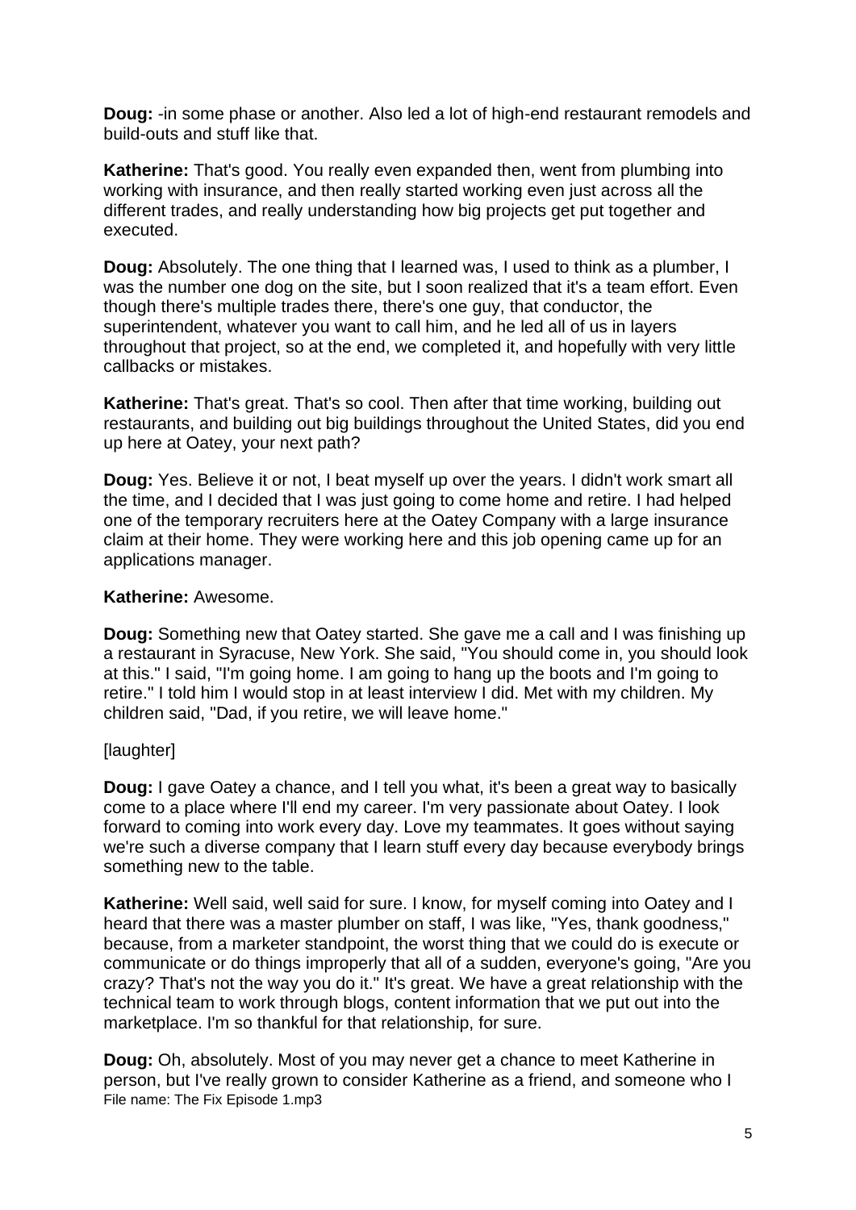**Doug:** -in some phase or another. Also led a lot of high-end restaurant remodels and build-outs and stuff like that.

**Katherine:** That's good. You really even expanded then, went from plumbing into working with insurance, and then really started working even just across all the different trades, and really understanding how big projects get put together and executed.

**Doug:** Absolutely. The one thing that I learned was, I used to think as a plumber, I was the number one dog on the site, but I soon realized that it's a team effort. Even though there's multiple trades there, there's one guy, that conductor, the superintendent, whatever you want to call him, and he led all of us in layers throughout that project, so at the end, we completed it, and hopefully with very little callbacks or mistakes.

**Katherine:** That's great. That's so cool. Then after that time working, building out restaurants, and building out big buildings throughout the United States, did you end up here at Oatey, your next path?

**Doug:** Yes. Believe it or not, I beat myself up over the years. I didn't work smart all the time, and I decided that I was just going to come home and retire. I had helped one of the temporary recruiters here at the Oatey Company with a large insurance claim at their home. They were working here and this job opening came up for an applications manager.

**Katherine:** Awesome.

**Doug:** Something new that Oatey started. She gave me a call and I was finishing up a restaurant in Syracuse, New York. She said, "You should come in, you should look at this." I said, "I'm going home. I am going to hang up the boots and I'm going to retire." I told him I would stop in at least interview I did. Met with my children. My children said, "Dad, if you retire, we will leave home."

[laughter]

**Doug:** I gave Oatey a chance, and I tell you what, it's been a great way to basically come to a place where I'll end my career. I'm very passionate about Oatey. I look forward to coming into work every day. Love my teammates. It goes without saying we're such a diverse company that I learn stuff every day because everybody brings something new to the table.

**Katherine:** Well said, well said for sure. I know, for myself coming into Oatey and I heard that there was a master plumber on staff, I was like, "Yes, thank goodness," because, from a marketer standpoint, the worst thing that we could do is execute or communicate or do things improperly that all of a sudden, everyone's going, "Are you crazy? That's not the way you do it." It's great. We have a great relationship with the technical team to work through blogs, content information that we put out into the marketplace. I'm so thankful for that relationship, for sure.

**Doug:** Oh, absolutely. Most of you may never get a chance to meet Katherine in person, but I've really grown to consider Katherine as a friend, and someone who I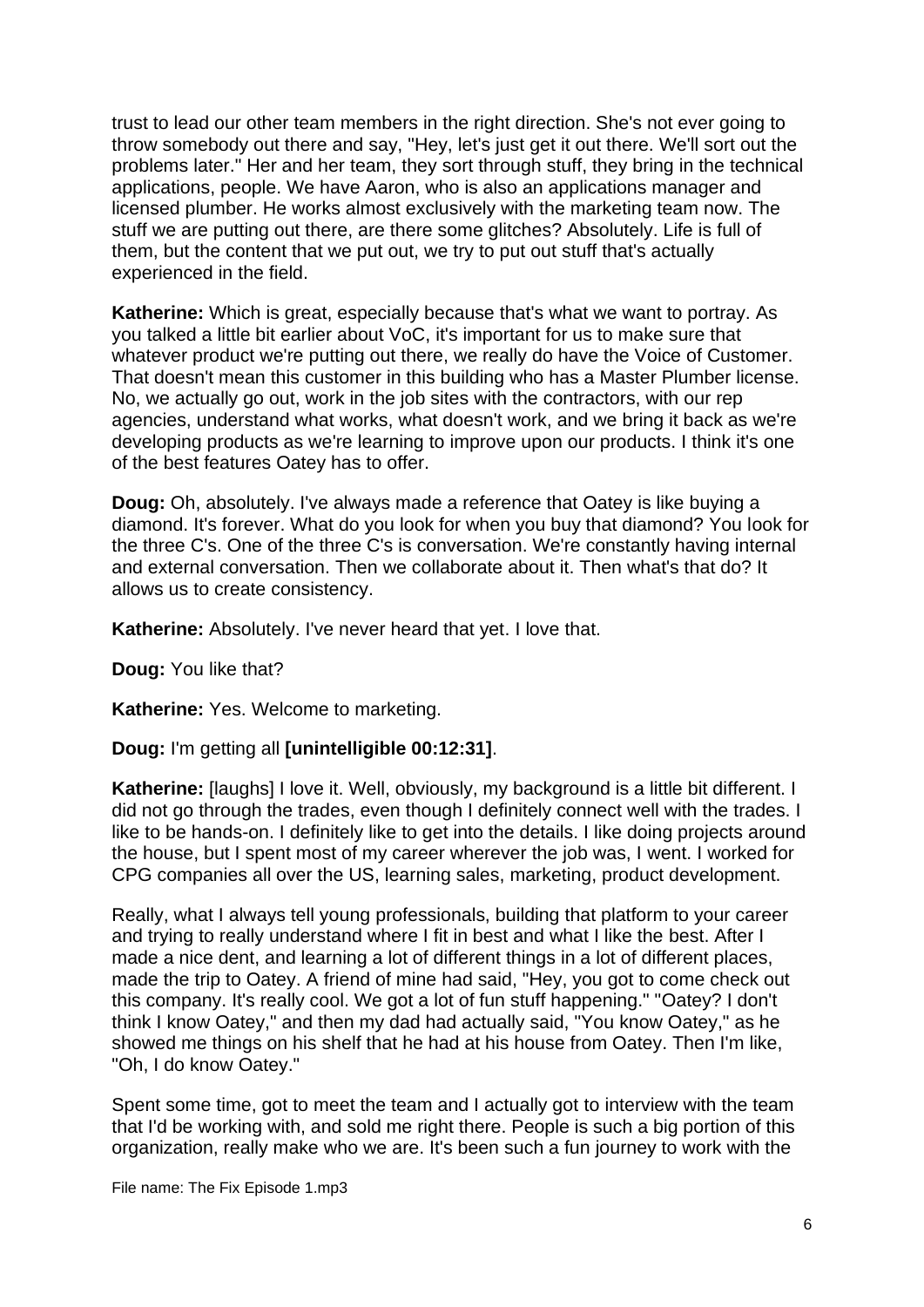trust to lead our other team members in the right direction. She's not ever going to throw somebody out there and say, "Hey, let's just get it out there. We'll sort out the problems later." Her and her team, they sort through stuff, they bring in the technical applications, people. We have Aaron, who is also an applications manager and licensed plumber. He works almost exclusively with the marketing team now. The stuff we are putting out there, are there some glitches? Absolutely. Life is full of them, but the content that we put out, we try to put out stuff that's actually experienced in the field.

**Katherine:** Which is great, especially because that's what we want to portray. As you talked a little bit earlier about VoC, it's important for us to make sure that whatever product we're putting out there, we really do have the Voice of Customer. That doesn't mean this customer in this building who has a Master Plumber license. No, we actually go out, work in the job sites with the contractors, with our rep agencies, understand what works, what doesn't work, and we bring it back as we're developing products as we're learning to improve upon our products. I think it's one of the best features Oatey has to offer.

**Doug:** Oh, absolutely. I've always made a reference that Oatey is like buying a diamond. It's forever. What do you look for when you buy that diamond? You look for the three C's. One of the three C's is conversation. We're constantly having internal and external conversation. Then we collaborate about it. Then what's that do? It allows us to create consistency.

**Katherine:** Absolutely. I've never heard that yet. I love that.

**Doug:** You like that?

**Katherine:** Yes. Welcome to marketing.

**Doug:** I'm getting all **[unintelligible 00:12:31]**.

**Katherine:** [laughs] I love it. Well, obviously, my background is a little bit different. I did not go through the trades, even though I definitely connect well with the trades. I like to be hands-on. I definitely like to get into the details. I like doing projects around the house, but I spent most of my career wherever the job was, I went. I worked for CPG companies all over the US, learning sales, marketing, product development.

Really, what I always tell young professionals, building that platform to your career and trying to really understand where I fit in best and what I like the best. After I made a nice dent, and learning a lot of different things in a lot of different places, made the trip to Oatey. A friend of mine had said, "Hey, you got to come check out this company. It's really cool. We got a lot of fun stuff happening." "Oatey? I don't think I know Oatey," and then my dad had actually said, "You know Oatey," as he showed me things on his shelf that he had at his house from Oatey. Then I'm like, "Oh, I do know Oatey."

Spent some time, got to meet the team and I actually got to interview with the team that I'd be working with, and sold me right there. People is such a big portion of this organization, really make who we are. It's been such a fun journey to work with the

File name: The Fix Episode 1.mp3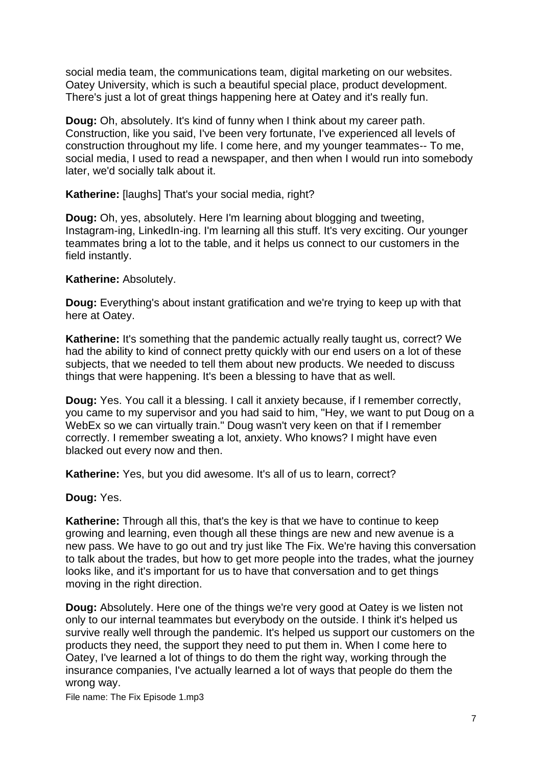social media team, the communications team, digital marketing on our websites. Oatey University, which is such a beautiful special place, product development. There's just a lot of great things happening here at Oatey and it's really fun.

**Doug:** Oh, absolutely. It's kind of funny when I think about my career path. Construction, like you said, I've been very fortunate, I've experienced all levels of construction throughout my life. I come here, and my younger teammates-- To me, social media, I used to read a newspaper, and then when I would run into somebody later, we'd socially talk about it.

**Katherine:** [laughs] That's your social media, right?

**Doug:** Oh, yes, absolutely. Here I'm learning about blogging and tweeting, Instagram-ing, LinkedIn-ing. I'm learning all this stuff. It's very exciting. Our younger teammates bring a lot to the table, and it helps us connect to our customers in the field instantly.

**Katherine:** Absolutely.

**Doug:** Everything's about instant gratification and we're trying to keep up with that here at Oatey.

**Katherine:** It's something that the pandemic actually really taught us, correct? We had the ability to kind of connect pretty quickly with our end users on a lot of these subjects, that we needed to tell them about new products. We needed to discuss things that were happening. It's been a blessing to have that as well.

**Doug:** Yes. You call it a blessing. I call it anxiety because, if I remember correctly, you came to my supervisor and you had said to him, "Hey, we want to put Doug on a WebEx so we can virtually train." Doug wasn't very keen on that if I remember correctly. I remember sweating a lot, anxiety. Who knows? I might have even blacked out every now and then.

**Katherine:** Yes, but you did awesome. It's all of us to learn, correct?

**Doug:** Yes.

**Katherine:** Through all this, that's the key is that we have to continue to keep growing and learning, even though all these things are new and new avenue is a new pass. We have to go out and try just like The Fix. We're having this conversation to talk about the trades, but how to get more people into the trades, what the journey looks like, and it's important for us to have that conversation and to get things moving in the right direction.

**Doug:** Absolutely. Here one of the things we're very good at Oatey is we listen not only to our internal teammates but everybody on the outside. I think it's helped us survive really well through the pandemic. It's helped us support our customers on the products they need, the support they need to put them in. When I come here to Oatey, I've learned a lot of things to do them the right way, working through the insurance companies, I've actually learned a lot of ways that people do them the wrong way.

File name: The Fix Episode 1.mp3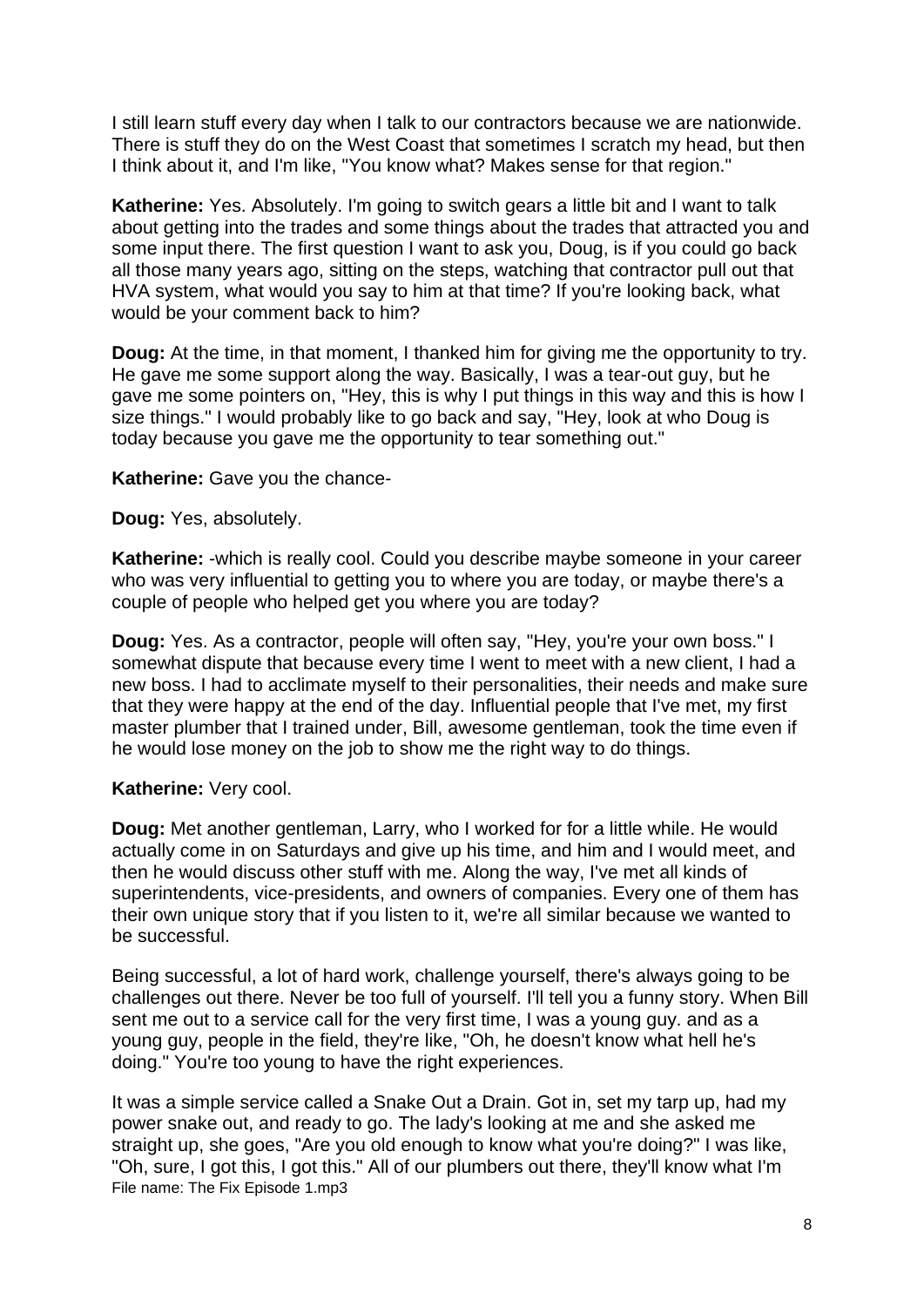I still learn stuff every day when I talk to our contractors because we are nationwide. There is stuff they do on the West Coast that sometimes I scratch my head, but then I think about it, and I'm like, "You know what? Makes sense for that region."

**Katherine:** Yes. Absolutely. I'm going to switch gears a little bit and I want to talk about getting into the trades and some things about the trades that attracted you and some input there. The first question I want to ask you, Doug, is if you could go back all those many years ago, sitting on the steps, watching that contractor pull out that HVA system, what would you say to him at that time? If you're looking back, what would be your comment back to him?

**Doug:** At the time, in that moment, I thanked him for giving me the opportunity to try. He gave me some support along the way. Basically, I was a tear-out guy, but he gave me some pointers on, "Hey, this is why I put things in this way and this is how I size things." I would probably like to go back and say, "Hey, look at who Doug is today because you gave me the opportunity to tear something out."

**Katherine:** Gave you the chance-

**Doug:** Yes, absolutely.

**Katherine:** -which is really cool. Could you describe maybe someone in your career who was very influential to getting you to where you are today, or maybe there's a couple of people who helped get you where you are today?

**Doug:** Yes. As a contractor, people will often say, "Hey, you're your own boss." I somewhat dispute that because every time I went to meet with a new client, I had a new boss. I had to acclimate myself to their personalities, their needs and make sure that they were happy at the end of the day. Influential people that I've met, my first master plumber that I trained under, Bill, awesome gentleman, took the time even if he would lose money on the job to show me the right way to do things.

**Katherine:** Very cool.

**Doug:** Met another gentleman, Larry, who I worked for for a little while. He would actually come in on Saturdays and give up his time, and him and I would meet, and then he would discuss other stuff with me. Along the way, I've met all kinds of superintendents, vice-presidents, and owners of companies. Every one of them has their own unique story that if you listen to it, we're all similar because we wanted to be successful.

Being successful, a lot of hard work, challenge yourself, there's always going to be challenges out there. Never be too full of yourself. I'll tell you a funny story. When Bill sent me out to a service call for the very first time, I was a young guy. and as a young guy, people in the field, they're like, "Oh, he doesn't know what hell he's doing." You're too young to have the right experiences.

It was a simple service called a Snake Out a Drain. Got in, set my tarp up, had my power snake out, and ready to go. The lady's looking at me and she asked me straight up, she goes, "Are you old enough to know what you're doing?" I was like, "Oh, sure, I got this, I got this." All of our plumbers out there, they'll know what I'm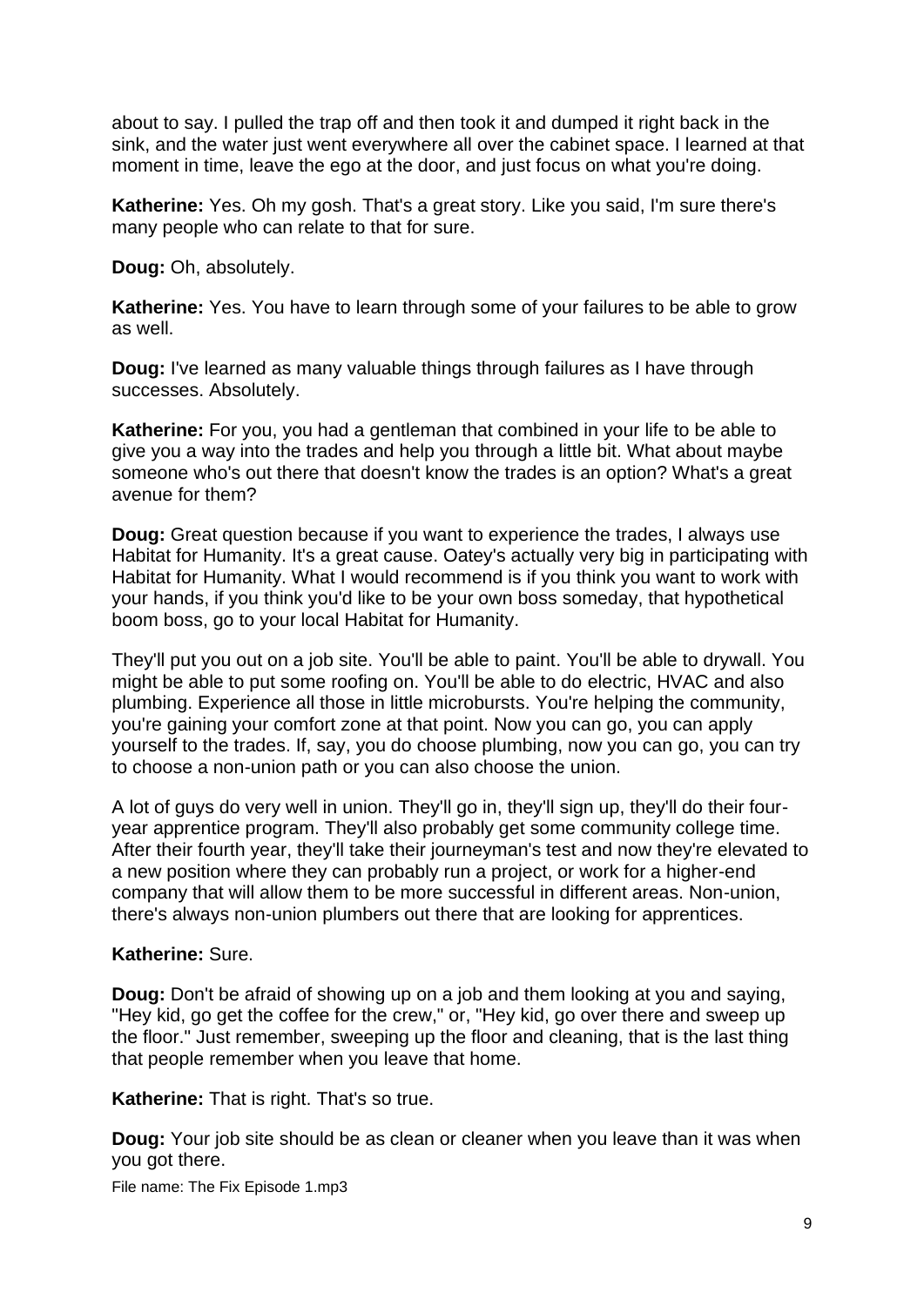about to say. I pulled the trap off and then took it and dumped it right back in the sink, and the water just went everywhere all over the cabinet space. I learned at that moment in time, leave the ego at the door, and just focus on what you're doing.

**Katherine:** Yes. Oh my gosh. That's a great story. Like you said, I'm sure there's many people who can relate to that for sure.

**Doug:** Oh, absolutely.

**Katherine:** Yes. You have to learn through some of your failures to be able to grow as well.

**Doug:** I've learned as many valuable things through failures as I have through successes. Absolutely.

**Katherine:** For you, you had a gentleman that combined in your life to be able to give you a way into the trades and help you through a little bit. What about maybe someone who's out there that doesn't know the trades is an option? What's a great avenue for them?

**Doug:** Great question because if you want to experience the trades, I always use Habitat for Humanity. It's a great cause. Oatey's actually very big in participating with Habitat for Humanity. What I would recommend is if you think you want to work with your hands, if you think you'd like to be your own boss someday, that hypothetical boom boss, go to your local Habitat for Humanity.

They'll put you out on a job site. You'll be able to paint. You'll be able to drywall. You might be able to put some roofing on. You'll be able to do electric, HVAC and also plumbing. Experience all those in little microbursts. You're helping the community, you're gaining your comfort zone at that point. Now you can go, you can apply yourself to the trades. If, say, you do choose plumbing, now you can go, you can try to choose a non-union path or you can also choose the union.

A lot of guys do very well in union. They'll go in, they'll sign up, they'll do their four-year apprentice program. They'll also probably get some community college time. After their fourth year, they'll take their journeyman's test and now they're elevated to a new position where they can probably run a project, or work for a higher-end company that will allow them to be more successful in different areas. Non-union, there's always non-union plumbers out there that are looking for apprentices.

**Katherine:** Sure.

**Doug:** Don't be afraid of showing up on a job and them looking at you and saying, "Hey kid, go get the coffee for the crew," or, "Hey kid, go over there and sweep up the floor." Just remember, sweeping up the floor and cleaning, that is the last thing that people remember when you leave that home.

**Katherine:** That is right. That's so true.

**Doug:** Your job site should be as clean or cleaner when you leave than it was when you got there.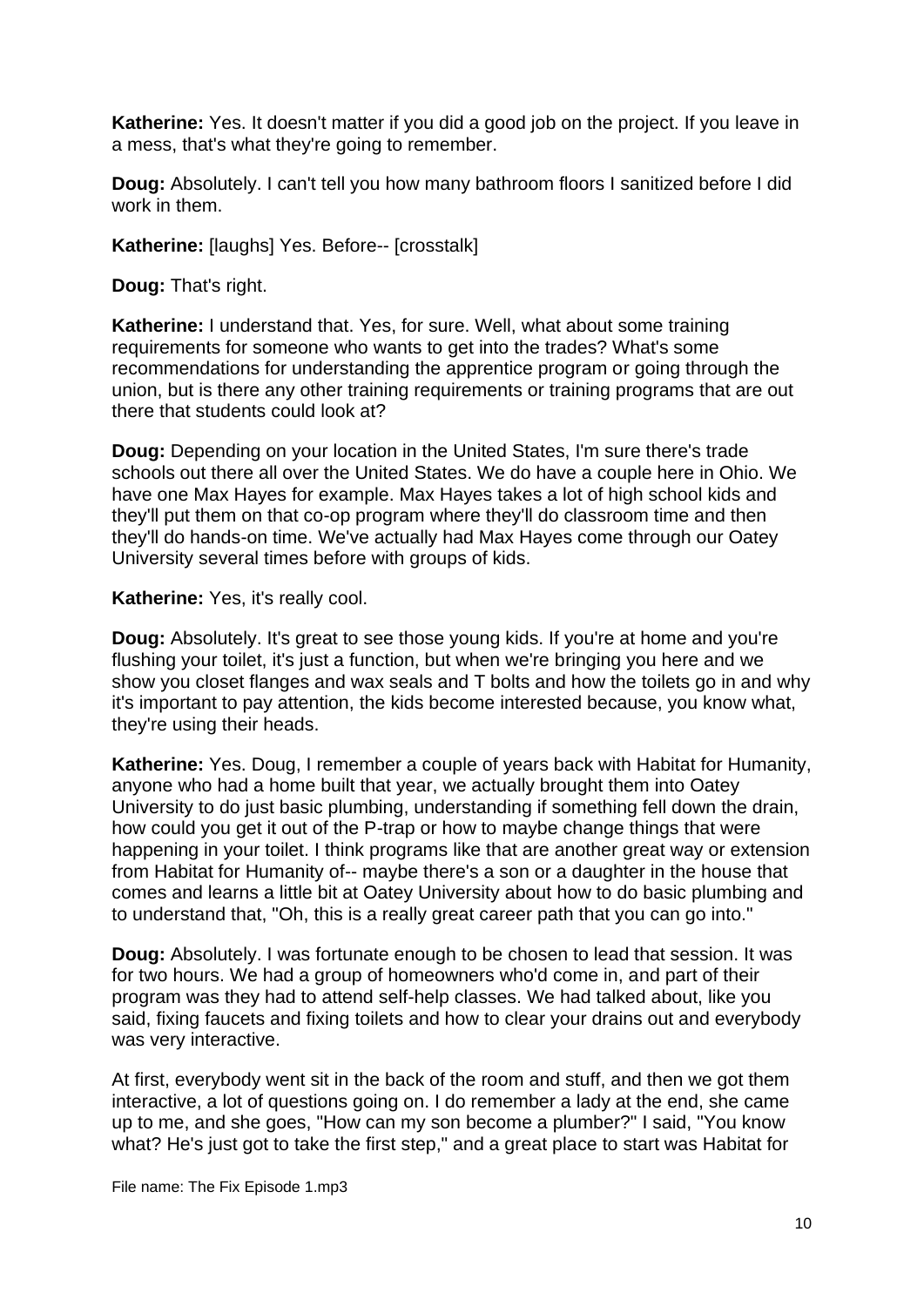**Katherine:** Yes. It doesn't matter if you did a good job on the project. If you leave in a mess, that's what they're going to remember.

**Doug:** Absolutely. I can't tell you how many bathroom floors I sanitized before I did work in them.

**Katherine:** [laughs] Yes. Before-- [crosstalk]

**Doug:** That's right.

**Katherine:** I understand that. Yes, for sure. Well, what about some training requirements for someone who wants to get into the trades? What's some recommendations for understanding the apprentice program or going through the union, but is there any other training requirements or training programs that are out there that students could look at?

**Doug:** Depending on your location in the United States, I'm sure there's trade schools out there all over the United States. We do have a couple here in Ohio. We have one Max Hayes for example. Max Hayes takes a lot of high school kids and they'll put them on that co-op program where they'll do classroom time and then they'll do hands-on time. We've actually had Max Hayes come through our Oatey University several times before with groups of kids.

**Katherine:** Yes, it's really cool.

**Doug:** Absolutely. It's great to see those young kids. If you're at home and you're flushing your toilet, it's just a function, but when we're bringing you here and we show you closet flanges and wax seals and T bolts and how the toilets go in and why it's important to pay attention, the kids become interested because, you know what, they're using their heads.

**Katherine:** Yes. Doug, I remember a couple of years back with Habitat for Humanity, anyone who had a home built that year, we actually brought them into Oatey University to do just basic plumbing, understanding if something fell down the drain, how could you get it out of the P-trap or how to maybe change things that were happening in your toilet. I think programs like that are another great way or extension from Habitat for Humanity of-- maybe there's a son or a daughter in the house that comes and learns a little bit at Oatey University about how to do basic plumbing and to understand that, "Oh, this is a really great career path that you can go into."

**Doug:** Absolutely. I was fortunate enough to be chosen to lead that session. It was for two hours. We had a group of homeowners who'd come in, and part of their program was they had to attend self-help classes. We had talked about, like you said, fixing faucets and fixing toilets and how to clear your drains out and everybody was very interactive.

At first, everybody went sit in the back of the room and stuff, and then we got them interactive, a lot of questions going on. I do remember a lady at the end, she came up to me, and she goes, "How can my son become a plumber?" I said, "You know what? He's just got to take the first step," and a great place to start was Habitat for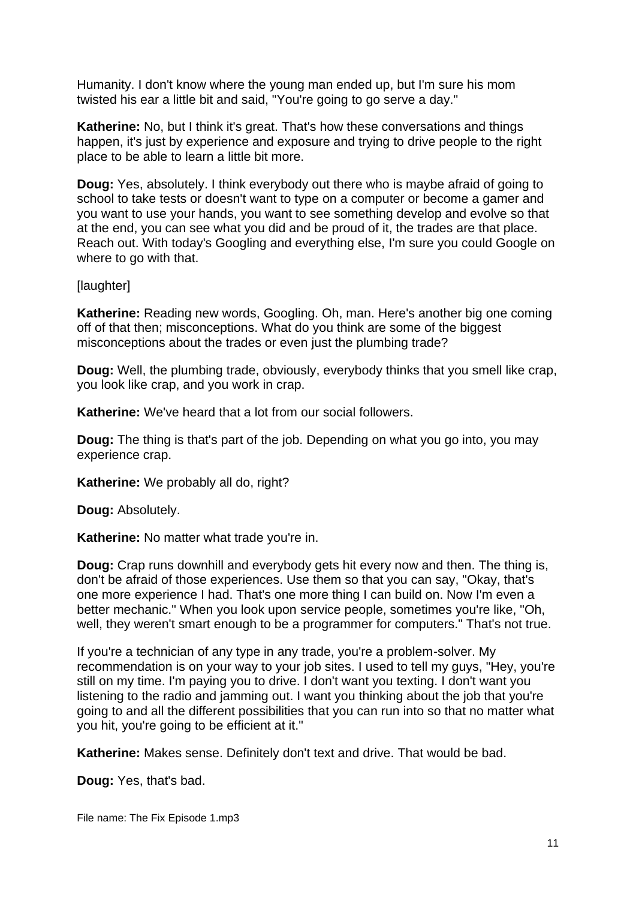Humanity. I don't know where the young man ended up, but I'm sure his mom twisted his ear a little bit and said, "You're going to go serve a day."

**Katherine:** No, but I think it's great. That's how these conversations and things happen, it's just by experience and exposure and trying to drive people to the right place to be able to learn a little bit more.

**Doug:** Yes, absolutely. I think everybody out there who is maybe afraid of going to school to take tests or doesn't want to type on a computer or become a gamer and you want to use your hands, you want to see something develop and evolve so that at the end, you can see what you did and be proud of it, the trades are that place. Reach out. With today's Googling and everything else, I'm sure you could Google on where to go with that.

[laughter]

**Katherine:** Reading new words, Googling. Oh, man. Here's another big one coming off of that then; misconceptions. What do you think are some of the biggest misconceptions about the trades or even just the plumbing trade?

**Doug:** Well, the plumbing trade, obviously, everybody thinks that you smell like crap, you look like crap, and you work in crap.

**Katherine:** We've heard that a lot from our social followers.

**Doug:** The thing is that's part of the job. Depending on what you go into, you may experience crap.

**Katherine:** We probably all do, right?

**Doug:** Absolutely.

**Katherine:** No matter what trade you're in.

**Doug:** Crap runs downhill and everybody gets hit every now and then. The thing is, don't be afraid of those experiences. Use them so that you can say, "Okay, that's one more experience I had. That's one more thing I can build on. Now I'm even a better mechanic." When you look upon service people, sometimes you're like, "Oh, well, they weren't smart enough to be a programmer for computers." That's not true.

If you're a technician of any type in any trade, you're a problem-solver. My recommendation is on your way to your job sites. I used to tell my guys, "Hey, you're still on my time. I'm paying you to drive. I don't want you texting. I don't want you listening to the radio and jamming out. I want you thinking about the job that you're going to and all the different possibilities that you can run into so that no matter what you hit, you're going to be efficient at it."

**Katherine:** Makes sense. Definitely don't text and drive. That would be bad.

**Doug:** Yes, that's bad.

File name: The Fix Episode 1.mp3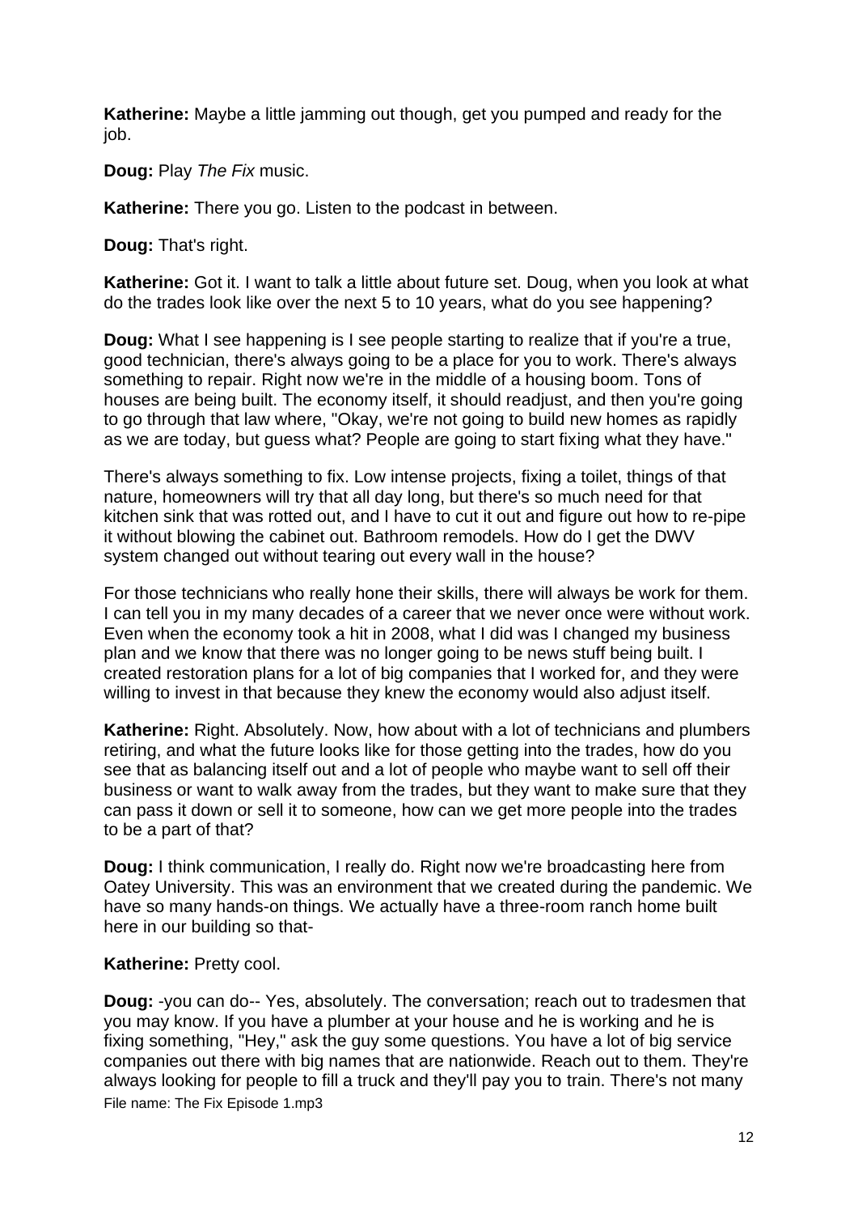**Katherine:** Maybe a little jamming out though, get you pumped and ready for the job.

**Doug:** Play *The Fix* music.

**Katherine:** There you go. Listen to the podcast in between.

**Doug:** That's right.

**Katherine:** Got it. I want to talk a little about future set. Doug, when you look at what do the trades look like over the next 5 to 10 years, what do you see happening?

**Doug:** What I see happening is I see people starting to realize that if you're a true, good technician, there's always going to be a place for you to work. There's always something to repair. Right now we're in the middle of a housing boom. Tons of houses are being built. The economy itself, it should readjust, and then you're going to go through that law where, "Okay, we're not going to build new homes as rapidly as we are today, but guess what? People are going to start fixing what they have."

There's always something to fix. Low intense projects, fixing a toilet, things of that nature, homeowners will try that all day long, but there's so much need for that kitchen sink that was rotted out, and I have to cut it out and figure out how to re-pipe it without blowing the cabinet out. Bathroom remodels. How do I get the DWV system changed out without tearing out every wall in the house?

For those technicians who really hone their skills, there will always be work for them. I can tell you in my many decades of a career that we never once were without work. Even when the economy took a hit in 2008, what I did was I changed my business plan and we know that there was no longer going to be news stuff being built. I created restoration plans for a lot of big companies that I worked for, and they were willing to invest in that because they knew the economy would also adjust itself.

**Katherine:** Right. Absolutely. Now, how about with a lot of technicians and plumbers retiring, and what the future looks like for those getting into the trades, how do you see that as balancing itself out and a lot of people who maybe want to sell off their business or want to walk away from the trades, but they want to make sure that they can pass it down or sell it to someone, how can we get more people into the trades to be a part of that?

**Doug:** I think communication, I really do. Right now we're broadcasting here from Oatey University. This was an environment that we created during the pandemic. We have so many hands-on things. We actually have a three-room ranch home built here in our building so that-

**Katherine:** Pretty cool.

**Doug:** -you can do-- Yes, absolutely. The conversation; reach out to tradesmen that you may know. If you have a plumber at your house and he is working and he is fixing something, "Hey," ask the guy some questions. You have a lot of big service companies out there with big names that are nationwide. Reach out to them. They're always looking for people to fill a truck and they'll pay you to train. There's not many

File name: The Fix Episode 1.mp3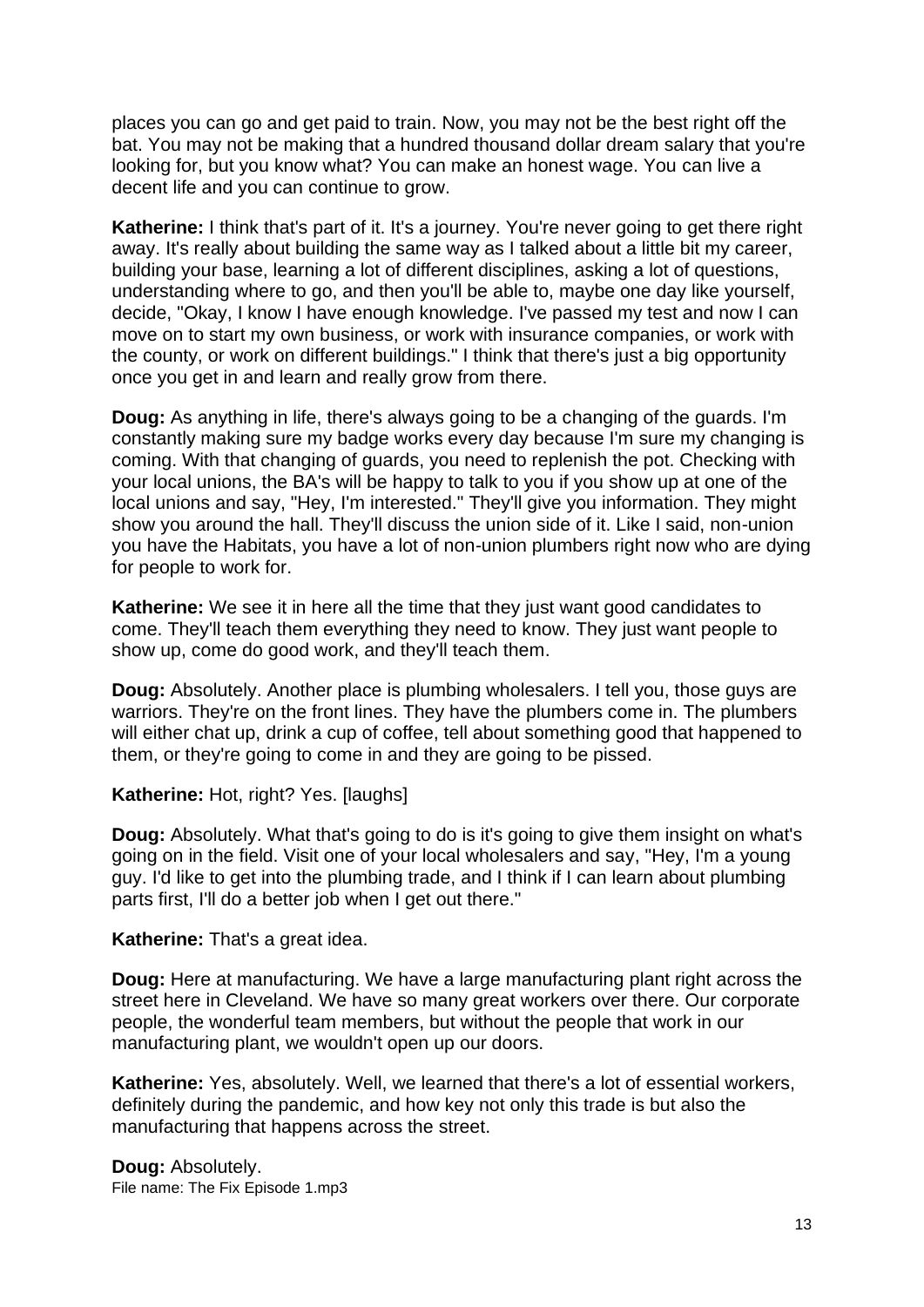places you can go and get paid to train. Now, you may not be the best right off the bat. You may not be making that a hundred thousand dollar dream salary that you're looking for, but you know what? You can make an honest wage. You can live a decent life and you can continue to grow.

**Katherine:** I think that's part of it. It's a journey. You're never going to get there right away. It's really about building the same way as I talked about a little bit my career, building your base, learning a lot of different disciplines, asking a lot of questions, understanding where to go, and then you'll be able to, maybe one day like yourself, decide, "Okay, I know I have enough knowledge. I've passed my test and now I can move on to start my own business, or work with insurance companies, or work with the county, or work on different buildings." I think that there's just a big opportunity once you get in and learn and really grow from there.

**Doug:** As anything in life, there's always going to be a changing of the guards. I'm constantly making sure my badge works every day because I'm sure my changing is coming. With that changing of guards, you need to replenish the pot. Checking with your local unions, the BA's will be happy to talk to you if you show up at one of the local unions and say, "Hey, I'm interested." They'll give you information. They might show you around the hall. They'll discuss the union side of it. Like I said, non-union you have the Habitats, you have a lot of non-union plumbers right now who are dying for people to work for.

**Katherine:** We see it in here all the time that they just want good candidates to come. They'll teach them everything they need to know. They just want people to show up, come do good work, and they'll teach them.

**Doug:** Absolutely. Another place is plumbing wholesalers. I tell you, those guys are warriors. They're on the front lines. They have the plumbers come in. The plumbers will either chat up, drink a cup of coffee, tell about something good that happened to them, or they're going to come in and they are going to be pissed.

**Katherine:** Hot, right? Yes. [laughs]

**Doug:** Absolutely. What that's going to do is it's going to give them insight on what's going on in the field. Visit one of your local wholesalers and say, "Hey, I'm a young guy. I'd like to get into the plumbing trade, and I think if I can learn about plumbing parts first, I'll do a better job when I get out there."

**Katherine:** That's a great idea.

**Doug:** Here at manufacturing. We have a large manufacturing plant right across the street here in Cleveland. We have so many great workers over there. Our corporate people, the wonderful team members, but without the people that work in our manufacturing plant, we wouldn't open up our doors.

**Katherine:** Yes, absolutely. Well, we learned that there's a lot of essential workers, definitely during the pandemic, and how key not only this trade is but also the manufacturing that happens across the street.

**Doug:** Absolutely.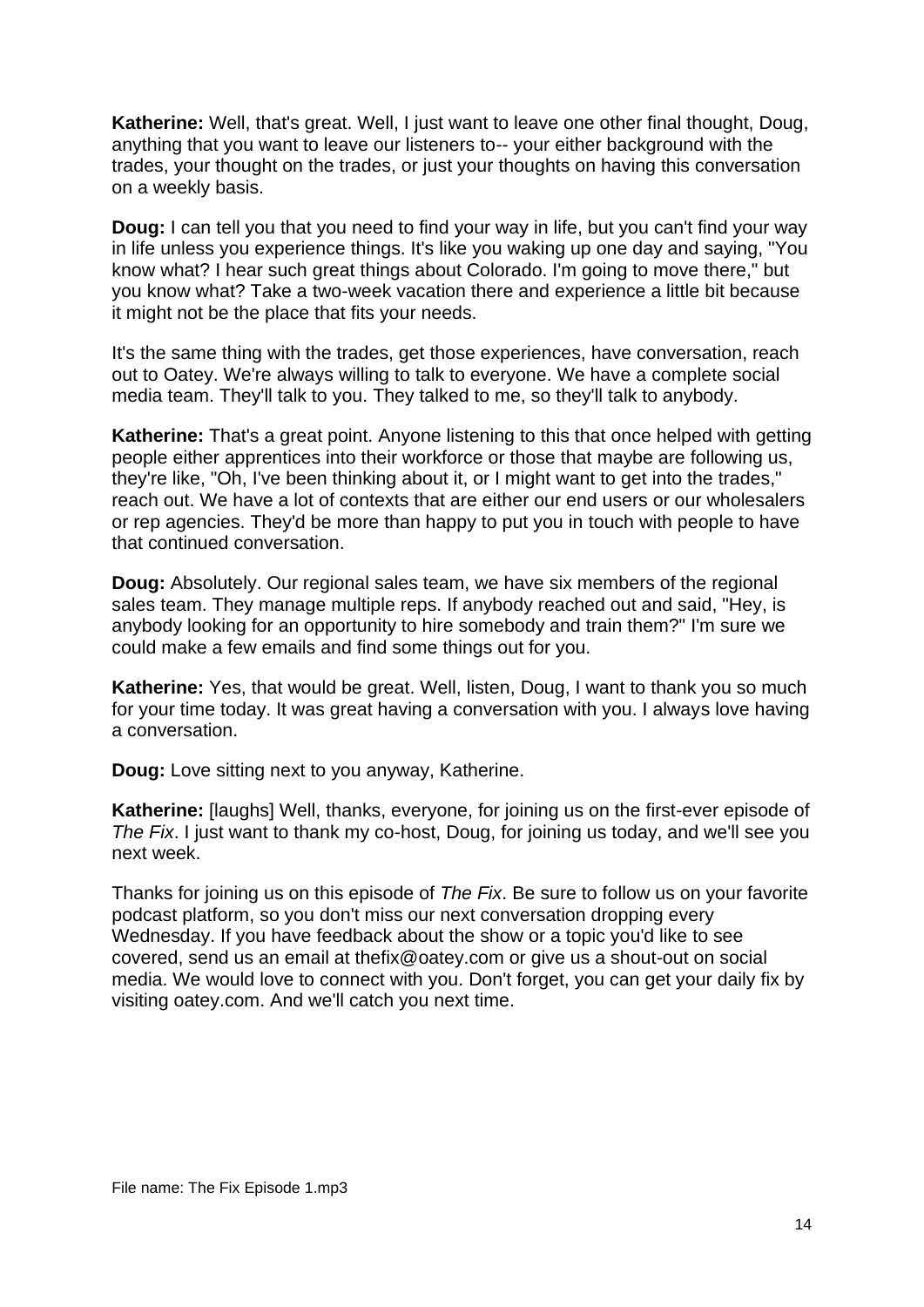**Katherine:** Well, that's great. Well, I just want to leave one other final thought, Doug, anything that you want to leave our listeners to-- your either background with the trades, your thought on the trades, or just your thoughts on having this conversation on a weekly basis.

**Doug:** I can tell you that you need to find your way in life, but you can't find your way in life unless you experience things. It's like you waking up one day and saying, "You know what? I hear such great things about Colorado. I'm going to move there," but you know what? Take a two-week vacation there and experience a little bit because it might not be the place that fits your needs.

It's the same thing with the trades, get those experiences, have conversation, reach out to Oatey. We're always willing to talk to everyone. We have a complete social media team. They'll talk to you. They talked to me, so they'll talk to anybody.

**Katherine:** That's a great point. Anyone listening to this that once helped with getting people either apprentices into their workforce or those that maybe are following us, they're like, "Oh, I've been thinking about it, or I might want to get into the trades," reach out. We have a lot of contexts that are either our end users or our wholesalers or rep agencies. They'd be more than happy to put you in touch with people to have that continued conversation.

**Doug:** Absolutely. Our regional sales team, we have six members of the regional sales team. They manage multiple reps. If anybody reached out and said, "Hey, is anybody looking for an opportunity to hire somebody and train them?" I'm sure we could make a few emails and find some things out for you.

**Katherine:** Yes, that would be great. Well, listen, Doug, I want to thank you so much for your time today. It was great having a conversation with you. I always love having a conversation.

**Doug:** Love sitting next to you anyway, Katherine.

**Katherine:** [laughs] Well, thanks, everyone, for joining us on the first-ever episode of *The Fix*. I just want to thank my co-host, Doug, for joining us today, and we'll see you next week.

Thanks for joining us on this episode of *The Fix*. Be sure to follow us on your favorite podcast platform, so you don't miss our next conversation dropping every Wednesday. If you have feedback about the show or a topic you'd like to see covered, send us an email at thefix@oatey.com or give us a shout-out on social media. We would love to connect with you. Don't forget, you can get your daily fix by visiting oatey.com. And we'll catch you next time.

File name: The Fix Episode 1.mp3